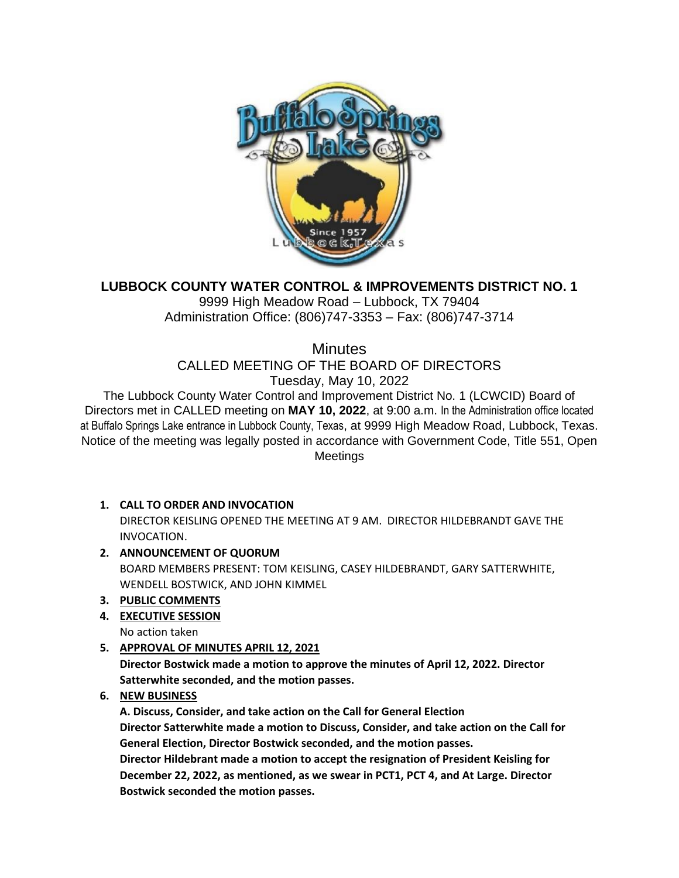# LUBBOCK COUNTY WATER CONTROL & IMPROVEMENTS DISTRICT NO. 1

9999 High Meadow Road – Lubbock, TX 79404
Administration Office: (806)747-3353 – Fax: (806)747-3714

## Minutes

### CALLED MEETING OF THE BOARD OF DIRECTORS

Tuesday, May 10, 2022

The Lubbock County Water Control and Improvement District No. 1 (LCWCID) Board of Directors met in CALLED meeting on **MAY 10, 2022**, at 9:00 a.m. In the Administration office located at Buffalo Springs Lake entrance in Lubbock County, Texas, at 9999 High Meadow Road, Lubbock, Texas. Notice of the meeting was legally posted in accordance with Government Code, Title 551, Open Meetings

1. **CALL TO ORDER AND INVOCATION**
   DIRECTOR KEISLING OPENED THE MEETING AT 9 AM. DIRECTOR HILDEBRANDT GAVE THE INVOCATION.
2. **ANNOUNCEMENT OF QUORUM**
   BOARD MEMBERS PRESENT: TOM KEISLING, CASEY HILDEBRANDT, GARY SATTERWHITE, WENDELL BOSTWICK, AND JOHN KIMMEL
3. **PUBLIC COMMENTS**
4. **EXECUTIVE SESSION**
   No action taken
5. **APPROVAL OF MINUTES APRIL 12, 2021**
   **Director Bostwick made a motion to approve the minutes of April 12, 2022. Director Satterwhite seconded, and the motion passes.**
6. **NEW BUSINESS**
   **A. Discuss, Consider, and take action on the Call for General Election**
   **Director Satterwhite made a motion to Discuss, Consider, and take action on the Call for General Election, Director Bostwick seconded, and the motion passes.**
   **Director Hildebrant made a motion to accept the resignation of President Keisling for December 22, 2022, as mentioned, as we swear in PCT1, PCT 4, and At Large. Director Bostwick seconded the motion passes.**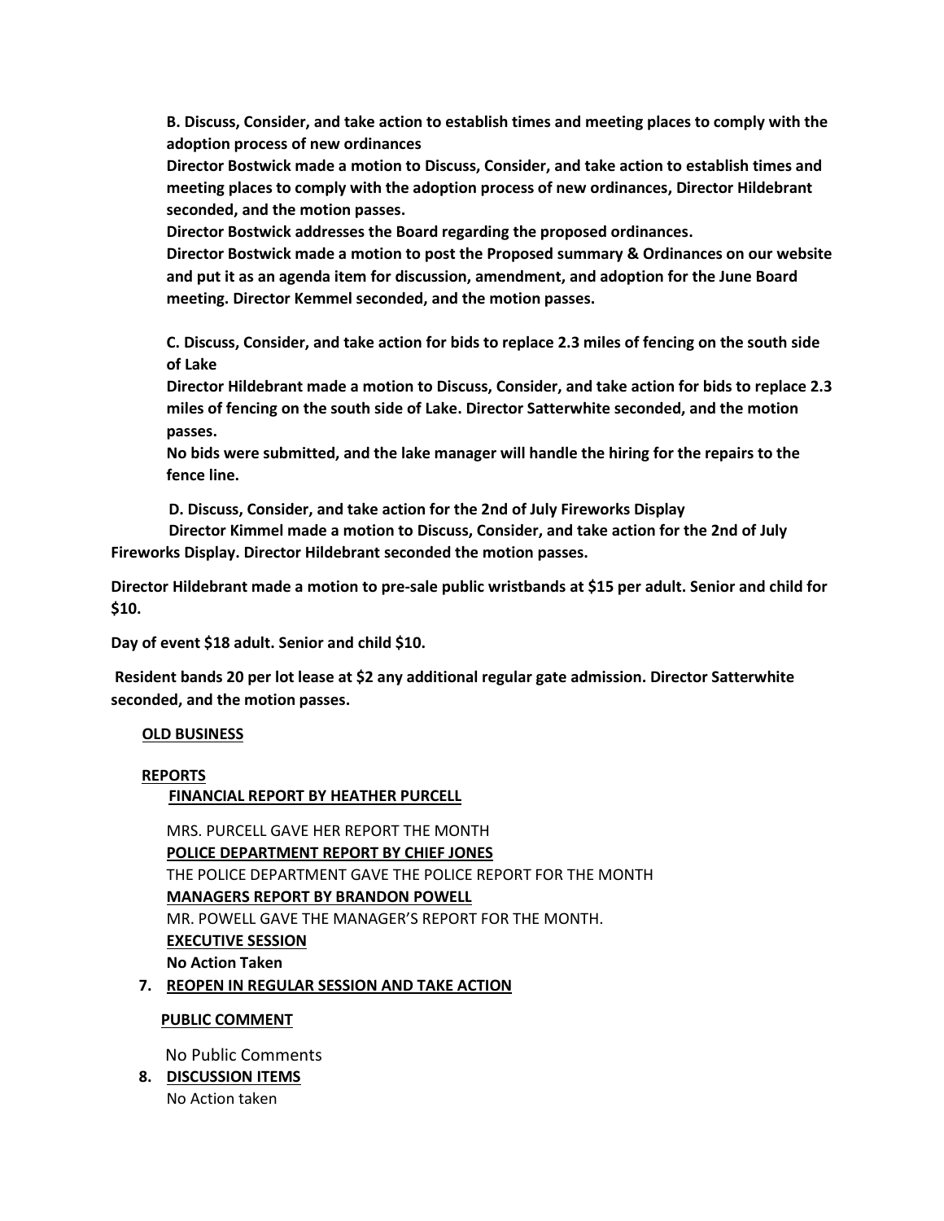**B. Discuss, Consider, and take action to establish times and meeting places to comply with the adoption process of new ordinances**

**Director Bostwick made a motion to Discuss, Consider, and take action to establish times and meeting places to comply with the adoption process of new ordinances, Director Hildebrant seconded, and the motion passes.**

**Director Bostwick addresses the Board regarding the proposed ordinances.**

**Director Bostwick made a motion to post the Proposed summary & Ordinances on our website and put it as an agenda item for discussion, amendment, and adoption for the June Board meeting. Director Kemmel seconded, and the motion passes.**

**C. Discuss, Consider, and take action for bids to replace 2.3 miles of fencing on the south side of Lake**

**Director Hildebrant made a motion to Discuss, Consider, and take action for bids to replace 2.3 miles of fencing on the south side of Lake. Director Satterwhite seconded, and the motion passes.**

**No bids were submitted, and the lake manager will handle the hiring for the repairs to the fence line.**

**D. Discuss, Consider, and take action for the 2nd of July Fireworks Display**

**Director Kimmel made a motion to Discuss, Consider, and take action for the 2nd of July Fireworks Display. Director Hildebrant seconded the motion passes.**

**Director Hildebrant made a motion to pre-sale public wristbands at $15 per adult. Senior and child for $10.**

**Day of event $18 adult. Senior and child $10.**

**Resident bands 20 per lot lease at $2 any additional regular gate admission. Director Satterwhite seconded, and the motion passes.**

**OLD BUSINESS**

**REPORTS**

**FINANCIAL REPORT BY HEATHER PURCELL**

MRS. PURCELL GAVE HER REPORT THE MONTH

**POLICE DEPARTMENT REPORT BY CHIEF JONES**

THE POLICE DEPARTMENT GAVE THE POLICE REPORT FOR THE MONTH

**MANAGERS REPORT BY BRANDON POWELL**

MR. POWELL GAVE THE MANAGER'S REPORT FOR THE MONTH.

**EXECUTIVE SESSION**

**No Action Taken**

7. **REOPEN IN REGULAR SESSION AND TAKE ACTION**

**PUBLIC COMMENT**

No Public Comments

8. **DISCUSSION ITEMS**

No Action taken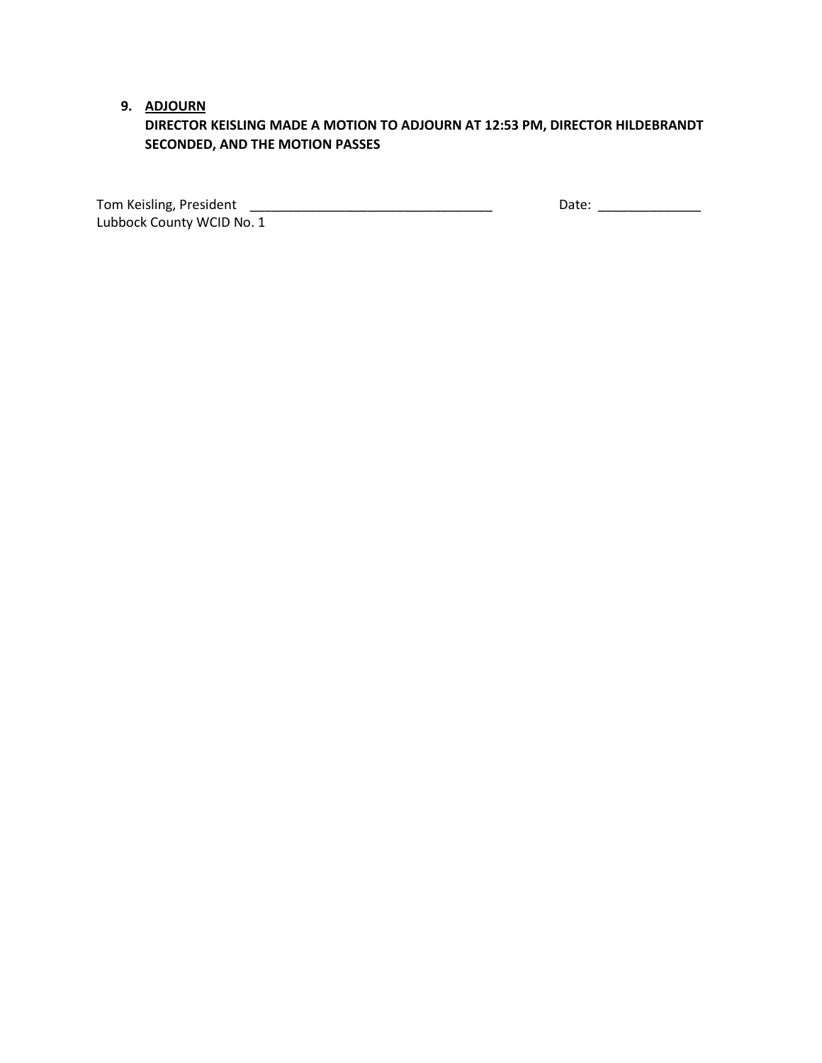9. **<u>ADJOURN</u>**

   **DIRECTOR KEISLING MADE A MOTION TO ADJOURN AT 12:53 PM, DIRECTOR HILDEBRANDT SECONDED, AND THE MOTION PASSES**

Tom Keisling, President \_\_\_\_\_\_\_\_\_\_\_\_\_\_\_\_\_\_\_\_\_\_\_\_\_\_\_\_\_\_\_\_\_\_\_ Date: \_\_\_\_\_\_\_\_\_\_\_\_\_\_

Lubbock County WCID No. 1